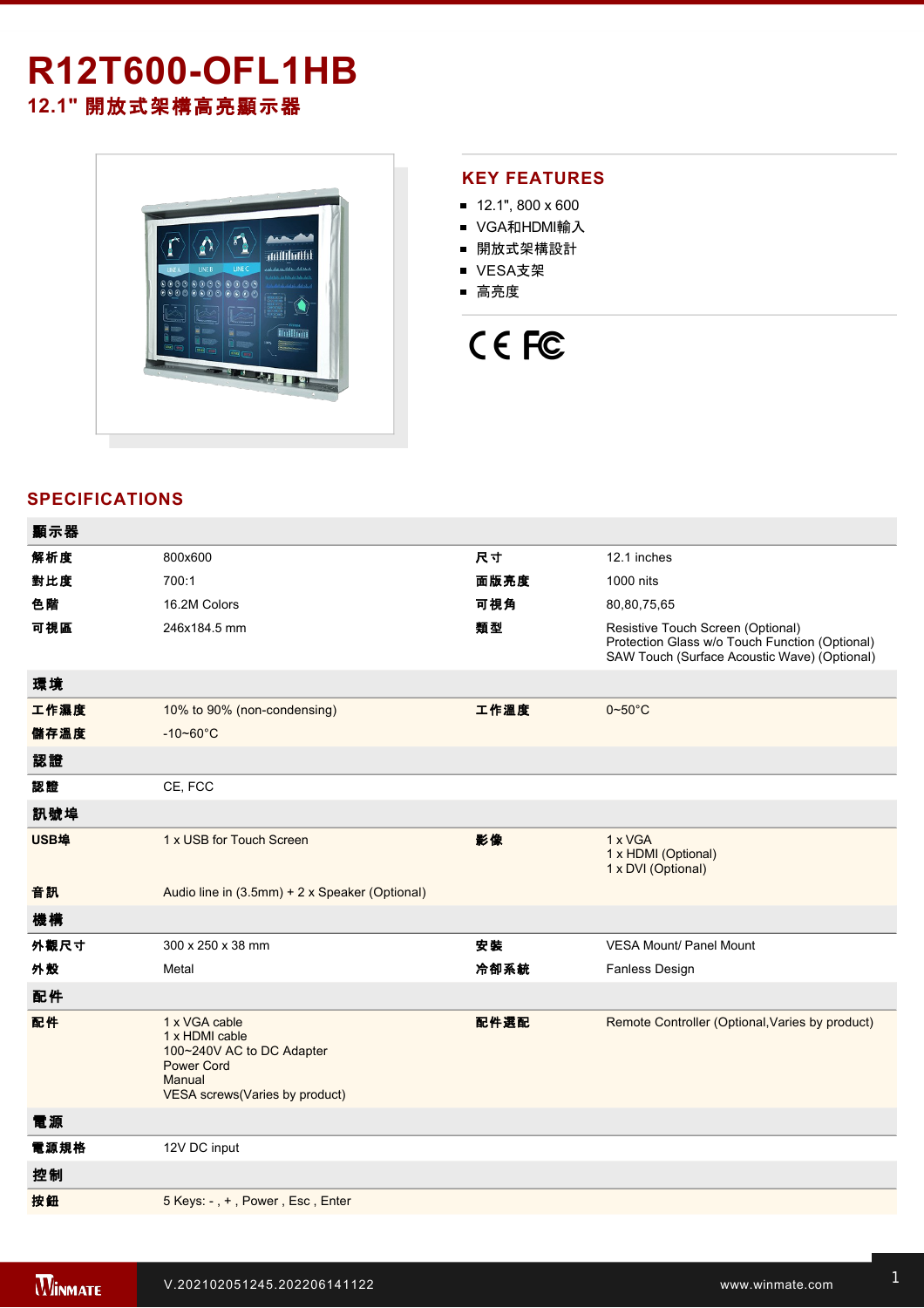# R12T600-OFL1HB

## 12.1" 開放式架構高亮顯示器

## KEY FEATURES

- 12.1", 800 x 600
- VGA和HDMI輸入
- 開放式架構設計
- VESA支架
- 高亮度

## SPECIFICATIONS

| 顯示器 | | | |
|---|---|---|---|
| 解析度 | 800x600 | 尺寸 | 12.1 inches |
| 對比度 | 700:1 | 面版亮度 | 1000 nits |
| 色階 | 16.2M Colors | 可視角 | 80,80,75,65 |
| 可視區 | 246x184.5 mm | 類型 | Resistive Touch Screen (Optional)<br>Protection Glass w/o Touch Function (Optional)<br>SAW Touch (Surface Acoustic Wave) (Optional) |
| **環境** | | | |
| 工作濕度 | 10% to 90% (non-condensing) | 工作溫度 | 0~50°C |
| 儲存溫度 | -10~60°C | | |
| **認證** | | | |
| 認證 | CE, FCC | | |
| **訊號埠** | | | |
| USB埠 | 1 x USB for Touch Screen | 影像 | 1 x VGA<br>1 x HDMI (Optional)<br>1 x DVI (Optional) |
| 音訊 | Audio line in (3.5mm) + 2 x Speaker (Optional) | | |
| **機構** | | | |
| 外觀尺寸 | 300 x 250 x 38 mm | 安裝 | VESA Mount/ Panel Mount |
| 外殼 | Metal | 冷卻系統 | Fanless Design |
| **配件** | | | |
| 配件 | 1 x VGA cable<br>1 x HDMI cable<br>100~240V AC to DC Adapter<br>Power Cord<br>Manual<br>VESA screws(Varies by product) | 配件選配 | Remote Controller (Optional,Varies by product) |
| **電源** | | | |
| 電源規格 | 12V DC input | | |
| **控制** | | | |
| 按鈕 | 5 Keys: - , + , Power , Esc , Enter | | |

V.202102051245.202206141122

www.winmate.com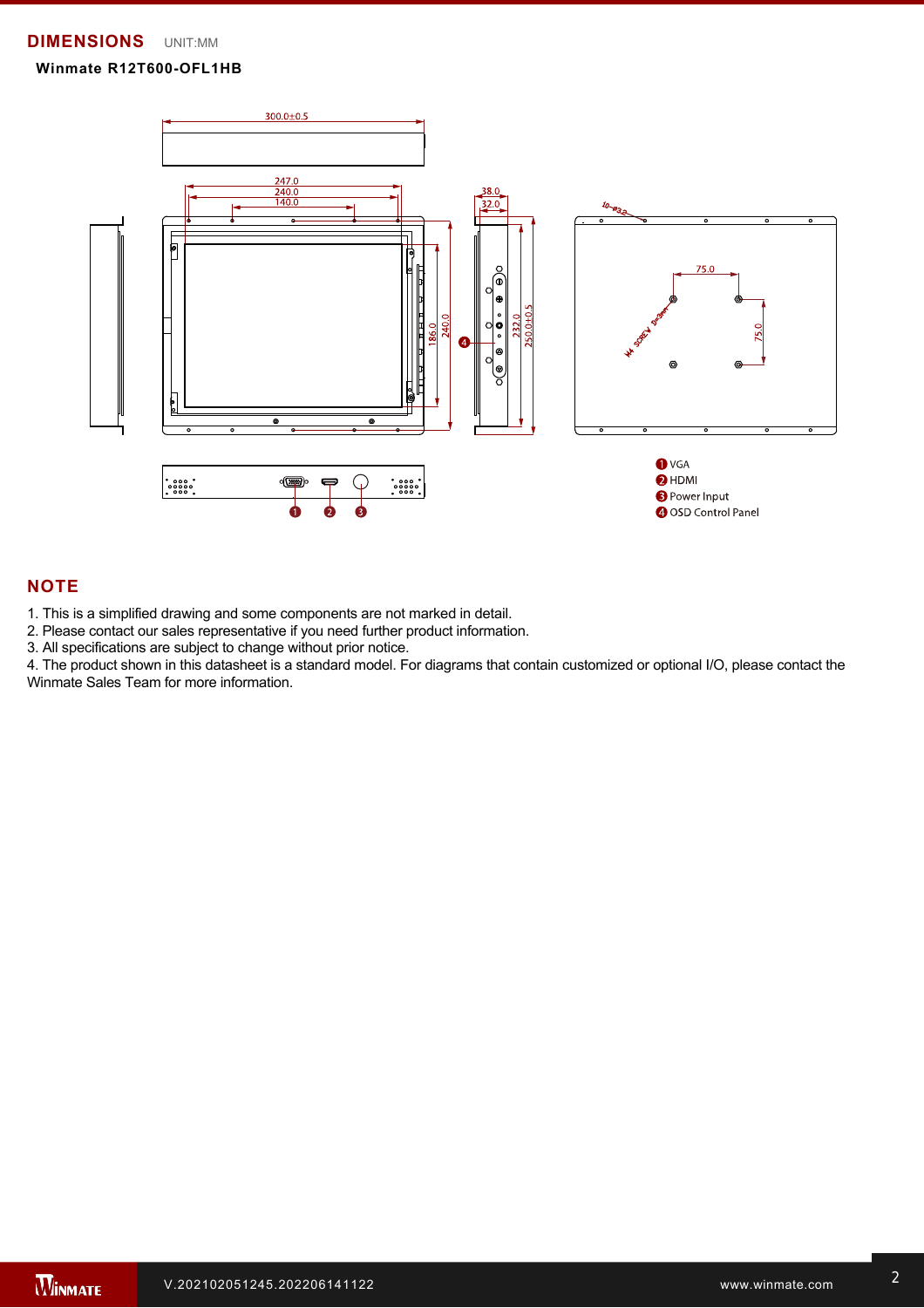## DIMENSIONS UNIT:MM

**Winmate R12T600-OFL1HB**

300.0±0.5
247.0
240.0
140.0
38.0
32.0
186.0
240.0
232.0
250.0±0.5
10-Φ3.2
75.0
75.0
M4 SCREW D=3mm

1 VGA
2 HDMI
3 Power Input
4 OSD Control Panel

## NOTE

1. This is a simplified drawing and some components are not marked in detail.
2. Please contact our sales representative if you need further product information.
3. All specifications are subject to change without prior notice.
4. The product shown in this datasheet is a standard model. For diagrams that contain customized or optional I/O, please contact the Winmate Sales Team for more information.